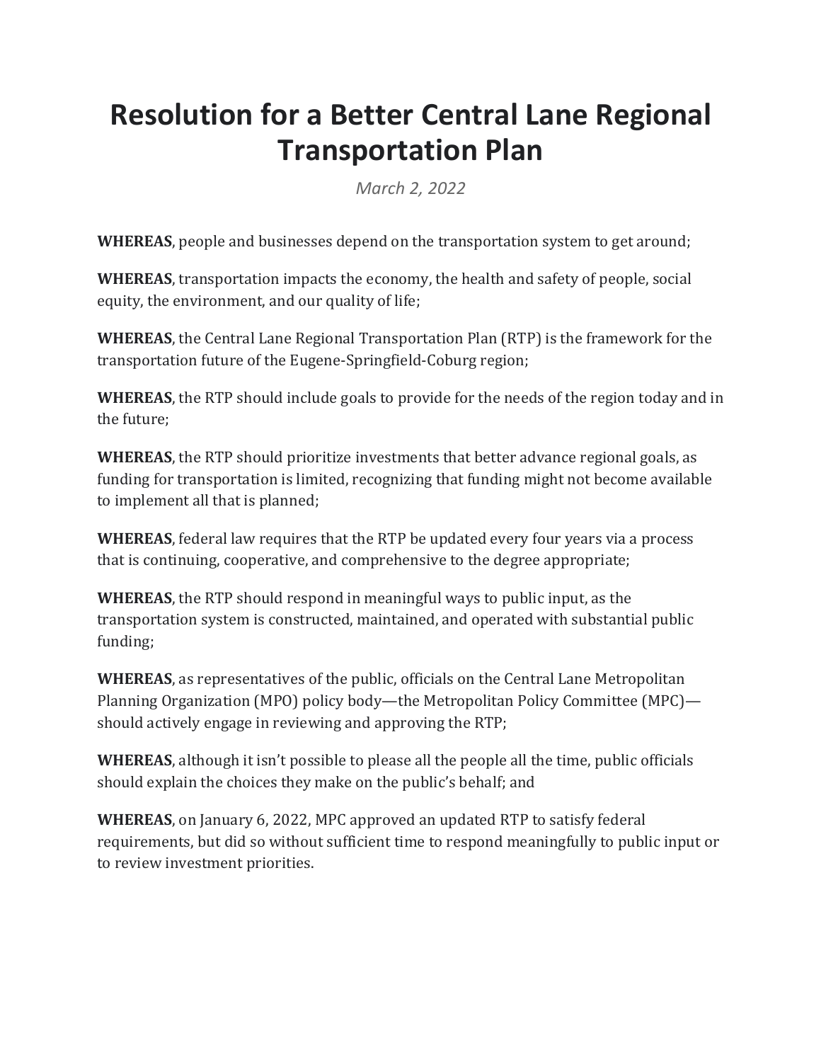# Resolution for a Better Central Lane Regional Transportation Plan

*March 2, 2022*

**WHEREAS**, people and businesses depend on the transportation system to get around;

**WHEREAS**, transportation impacts the economy, the health and safety of people, social equity, the environment, and our quality of life;

**WHEREAS**, the Central Lane Regional Transportation Plan (RTP) is the framework for the transportation future of the Eugene-Springfield-Coburg region;

**WHEREAS**, the RTP should include goals to provide for the needs of the region today and in the future;

**WHEREAS**, the RTP should prioritize investments that better advance regional goals, as funding for transportation is limited, recognizing that funding might not become available to implement all that is planned;

**WHEREAS**, federal law requires that the RTP be updated every four years via a process that is continuing, cooperative, and comprehensive to the degree appropriate;

**WHEREAS**, the RTP should respond in meaningful ways to public input, as the transportation system is constructed, maintained, and operated with substantial public funding;

**WHEREAS**, as representatives of the public, officials on the Central Lane Metropolitan Planning Organization (MPO) policy body—the Metropolitan Policy Committee (MPC)—should actively engage in reviewing and approving the RTP;

**WHEREAS**, although it isn't possible to please all the people all the time, public officials should explain the choices they make on the public's behalf; and

**WHEREAS**, on January 6, 2022, MPC approved an updated RTP to satisfy federal requirements, but did so without sufficient time to respond meaningfully to public input or to review investment priorities.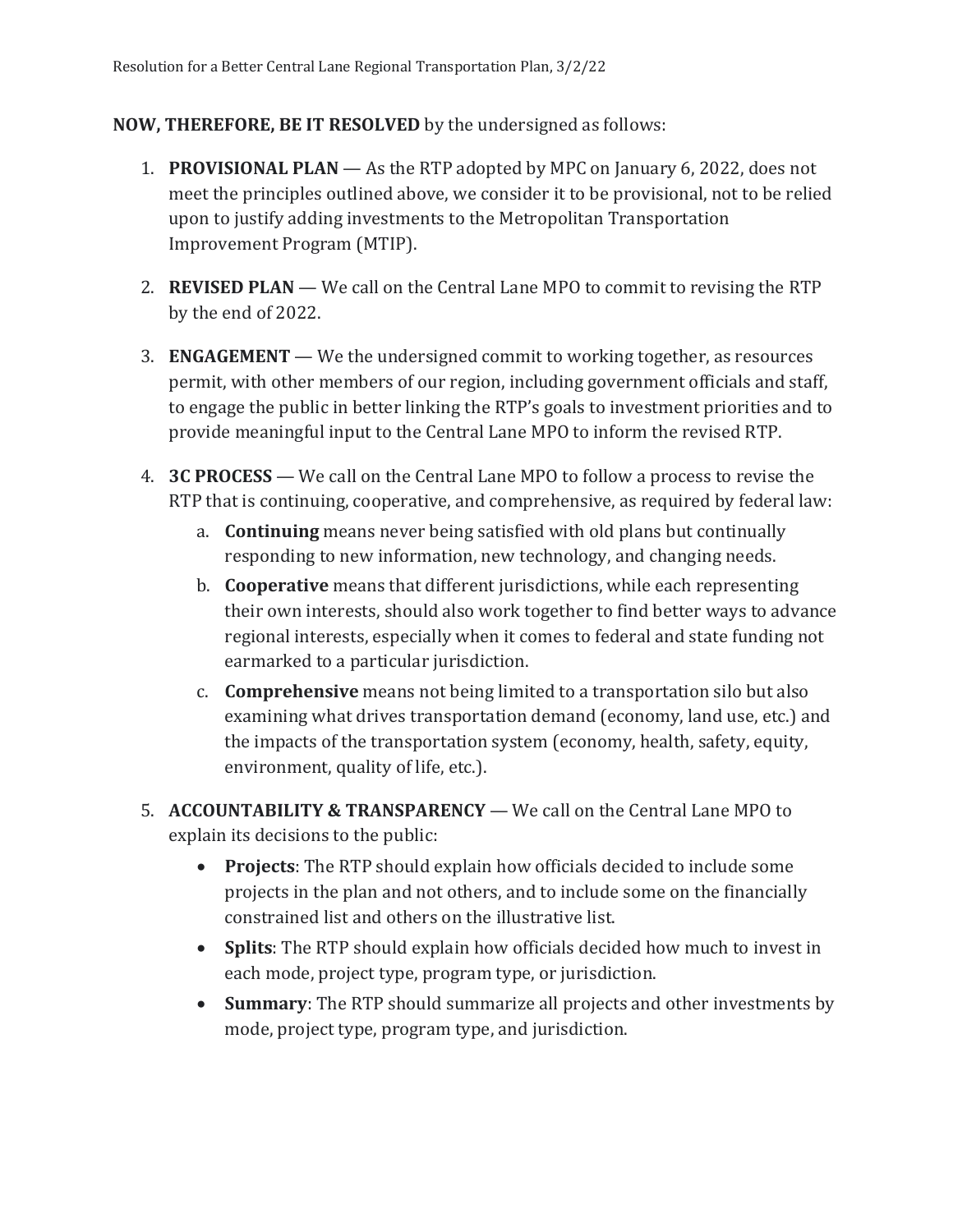**NOW, THEREFORE, BE IT RESOLVED** by the undersigned as follows:

1. **PROVISIONAL PLAN** — As the RTP adopted by MPC on January 6, 2022, does not meet the principles outlined above, we consider it to be provisional, not to be relied upon to justify adding investments to the Metropolitan Transportation Improvement Program (MTIP).

2. **REVISED PLAN** — We call on the Central Lane MPO to commit to revising the RTP by the end of 2022.

3. **ENGAGEMENT** — We the undersigned commit to working together, as resources permit, with other members of our region, including government officials and staff, to engage the public in better linking the RTP's goals to investment priorities and to provide meaningful input to the Central Lane MPO to inform the revised RTP.

4. **3C PROCESS** — We call on the Central Lane MPO to follow a process to revise the RTP that is continuing, cooperative, and comprehensive, as required by federal law:
   a. **Continuing** means never being satisfied with old plans but continually responding to new information, new technology, and changing needs.
   b. **Cooperative** means that different jurisdictions, while each representing their own interests, should also work together to find better ways to advance regional interests, especially when it comes to federal and state funding not earmarked to a particular jurisdiction.
   c. **Comprehensive** means not being limited to a transportation silo but also examining what drives transportation demand (economy, land use, etc.) and the impacts of the transportation system (economy, health, safety, equity, environment, quality of life, etc.).

5. **ACCOUNTABILITY & TRANSPARENCY** — We call on the Central Lane MPO to explain its decisions to the public:
   - **Projects**: The RTP should explain how officials decided to include some projects in the plan and not others, and to include some on the financially constrained list and others on the illustrative list.
   - **Splits**: The RTP should explain how officials decided how much to invest in each mode, project type, program type, or jurisdiction.
   - **Summary**: The RTP should summarize all projects and other investments by mode, project type, program type, and jurisdiction.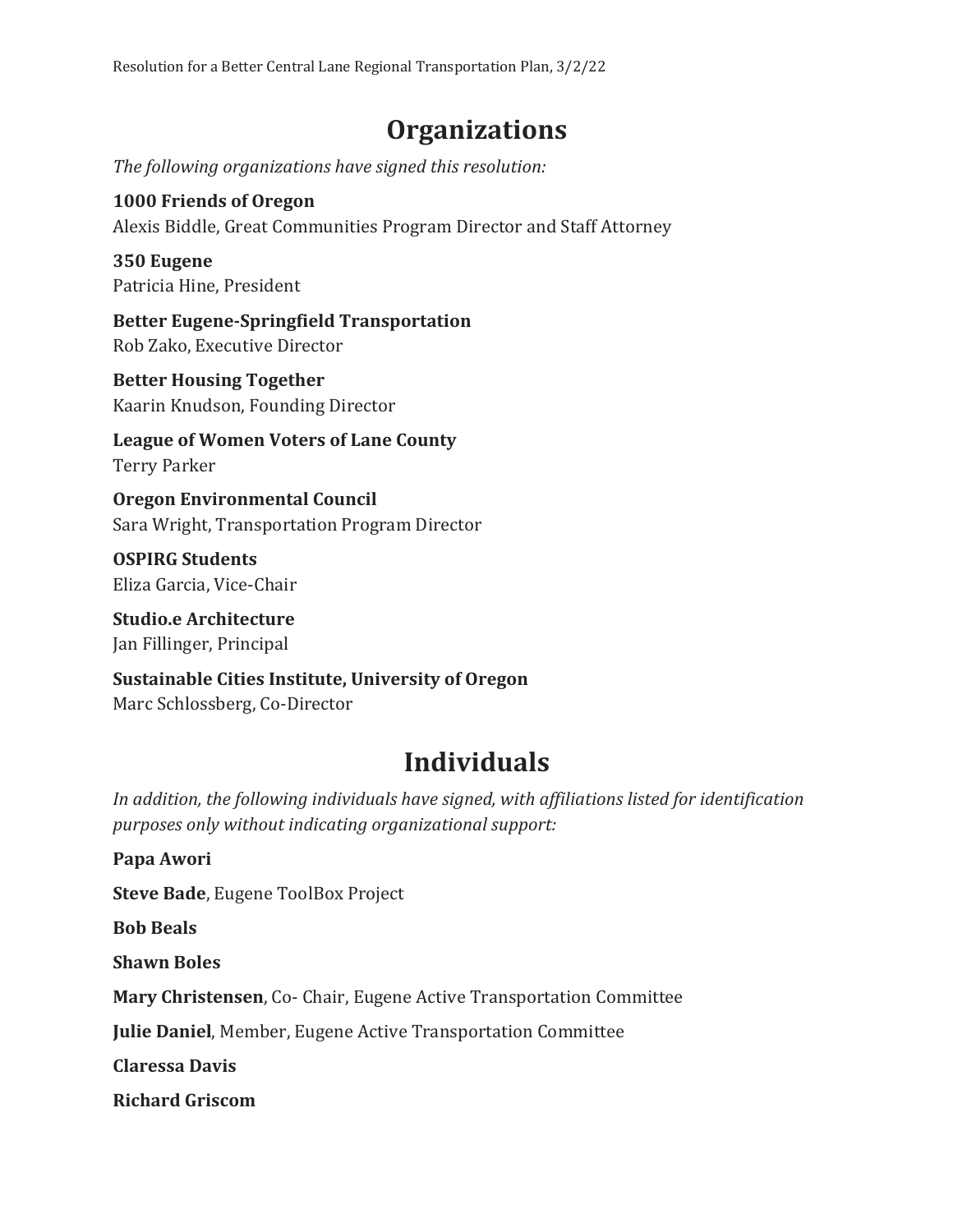# Organizations

*The following organizations have signed this resolution:*

**1000 Friends of Oregon**
Alexis Biddle, Great Communities Program Director and Staff Attorney

**350 Eugene**
Patricia Hine, President

**Better Eugene-Springfield Transportation**
Rob Zako, Executive Director

**Better Housing Together**
Kaarin Knudson, Founding Director

**League of Women Voters of Lane County**
Terry Parker

**Oregon Environmental Council**
Sara Wright, Transportation Program Director

**OSPIRG Students**
Eliza Garcia, Vice-Chair

**Studio.e Architecture**
Jan Fillinger, Principal

**Sustainable Cities Institute, University of Oregon**
Marc Schlossberg, Co-Director

# Individuals

*In addition, the following individuals have signed, with affiliations listed for identification purposes only without indicating organizational support:*

**Papa Awori**

**Steve Bade**, Eugene ToolBox Project

**Bob Beals**

**Shawn Boles**

**Mary Christensen**, Co- Chair, Eugene Active Transportation Committee

**Julie Daniel**, Member, Eugene Active Transportation Committee

**Claressa Davis**

**Richard Griscom**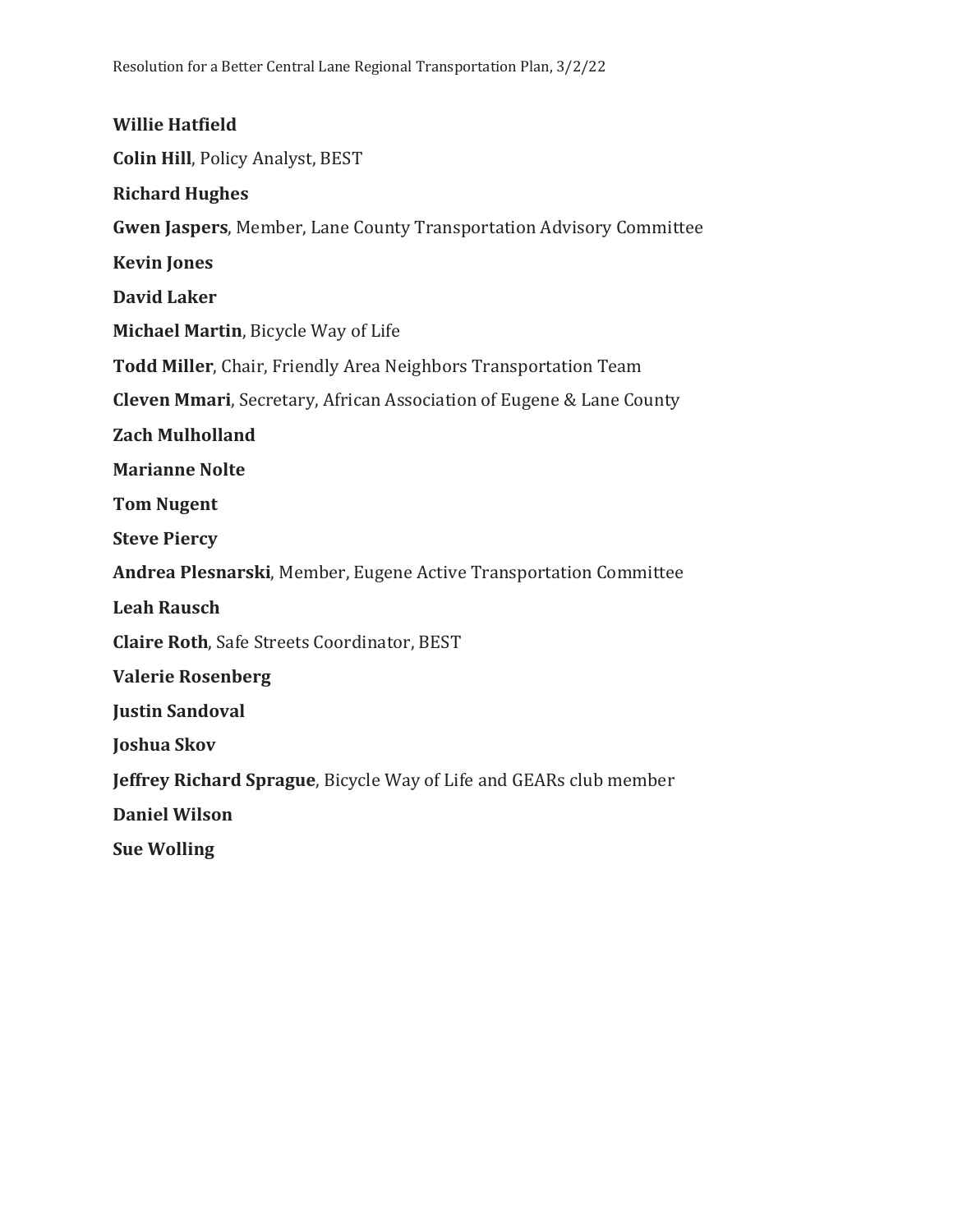**Willie Hatfield**

**Colin Hill**, Policy Analyst, BEST

**Richard Hughes**

**Gwen Jaspers**, Member, Lane County Transportation Advisory Committee

**Kevin Jones**

**David Laker**

**Michael Martin**, Bicycle Way of Life

**Todd Miller**, Chair, Friendly Area Neighbors Transportation Team

**Cleven Mmari**, Secretary, African Association of Eugene & Lane County

**Zach Mulholland**

**Marianne Nolte**

**Tom Nugent**

**Steve Piercy**

**Andrea Plesnarski**, Member, Eugene Active Transportation Committee

**Leah Rausch**

**Claire Roth**, Safe Streets Coordinator, BEST

**Valerie Rosenberg**

**Justin Sandoval**

**Joshua Skov**

**Jeffrey Richard Sprague**, Bicycle Way of Life and GEARs club member

**Daniel Wilson**

**Sue Wolling**